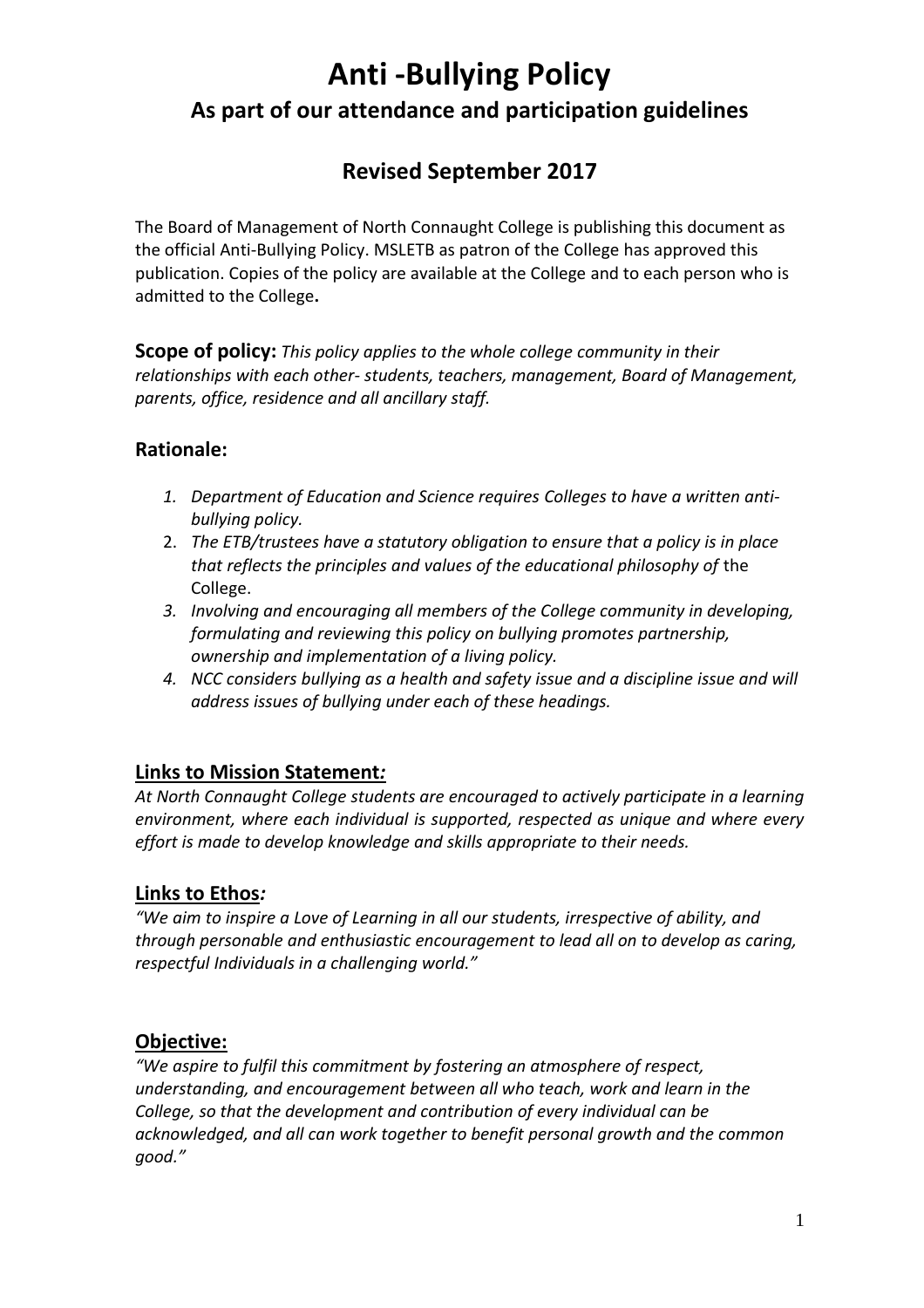# Anti -Bullying Policy

## As part of our attendance and participation guidelines

## Revised September 2017

The Board of Management of North Connaught College is publishing this document as the official Anti-Bullying Policy. MSLETB as patron of the College has approved this publication. Copies of the policy are available at the College and to each person who is admitted to the College**.**

**Scope of policy:** *This policy applies to the whole college community in their relationships with each other- students, teachers, management, Board of Management, parents, office, residence and all ancillary staff.*

### Rationale:

1. *Department of Education and Science requires Colleges to have a written anti-bullying policy.*
2. *The ETB/trustees have a statutory obligation to ensure that a policy is in place that reflects the principles and values of the educational philosophy of* the College.
3. *Involving and encouraging all members of the College community in developing, formulating and reviewing this policy on bullying promotes partnership, ownership and implementation of a living policy.*
4. *NCC considers bullying as a health and safety issue and a discipline issue and will address issues of bullying under each of these headings.*

### Links to Mission Statement*:*

*At North Connaught College students are encouraged to actively participate in a learning environment, where each individual is supported, respected as unique and where every effort is made to develop knowledge and skills appropriate to their needs.*

### Links to Ethos*:*

*"We aim to inspire a Love of Learning in all our students, irrespective of ability, and through personable and enthusiastic encouragement to lead all on to develop as caring, respectful Individuals in a challenging world."*

### Objective:

*"We aspire to fulfil this commitment by fostering an atmosphere of respect, understanding, and encouragement between all who teach, work and learn in the College, so that the development and contribution of every individual can be acknowledged, and all can work together to benefit personal growth and the common good."*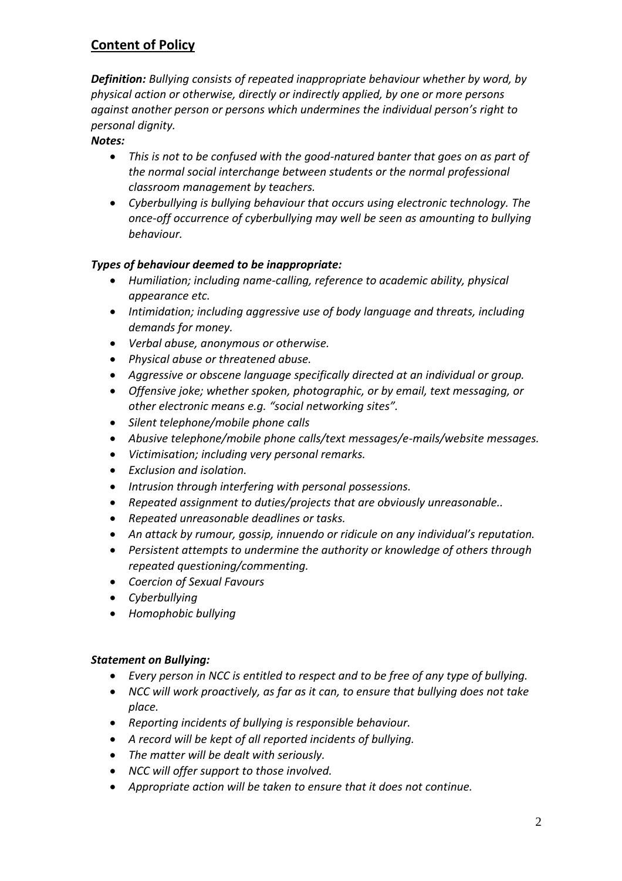## Content of Policy

***Definition:*** *Bullying consists of repeated inappropriate behaviour whether by word, by physical action or otherwise, directly or indirectly applied, by one or more persons against another person or persons which undermines the individual person's right to personal dignity.*

***Notes:***

- *This is not to be confused with the good-natured banter that goes on as part of the normal social interchange between students or the normal professional classroom management by teachers.*
- *Cyberbullying is bullying behaviour that occurs using electronic technology. The once-off occurrence of cyberbullying may well be seen as amounting to bullying behaviour.*

***Types of behaviour deemed to be inappropriate:***

- *Humiliation; including name-calling, reference to academic ability, physical appearance etc.*
- *Intimidation; including aggressive use of body language and threats, including demands for money.*
- *Verbal abuse, anonymous or otherwise.*
- *Physical abuse or threatened abuse.*
- *Aggressive or obscene language specifically directed at an individual or group.*
- *Offensive joke; whether spoken, photographic, or by email, text messaging, or other electronic means e.g. "social networking sites".*
- *Silent telephone/mobile phone calls*
- *Abusive telephone/mobile phone calls/text messages/e-mails/website messages.*
- *Victimisation; including very personal remarks.*
- *Exclusion and isolation.*
- *Intrusion through interfering with personal possessions.*
- *Repeated assignment to duties/projects that are obviously unreasonable..*
- *Repeated unreasonable deadlines or tasks.*
- *An attack by rumour, gossip, innuendo or ridicule on any individual's reputation.*
- *Persistent attempts to undermine the authority or knowledge of others through repeated questioning/commenting.*
- *Coercion of Sexual Favours*
- *Cyberbullying*
- *Homophobic bullying*

***Statement on Bullying:***

- *Every person in NCC is entitled to respect and to be free of any type of bullying.*
- *NCC will work proactively, as far as it can, to ensure that bullying does not take place.*
- *Reporting incidents of bullying is responsible behaviour.*
- *A record will be kept of all reported incidents of bullying.*
- *The matter will be dealt with seriously.*
- *NCC will offer support to those involved.*
- *Appropriate action will be taken to ensure that it does not continue.*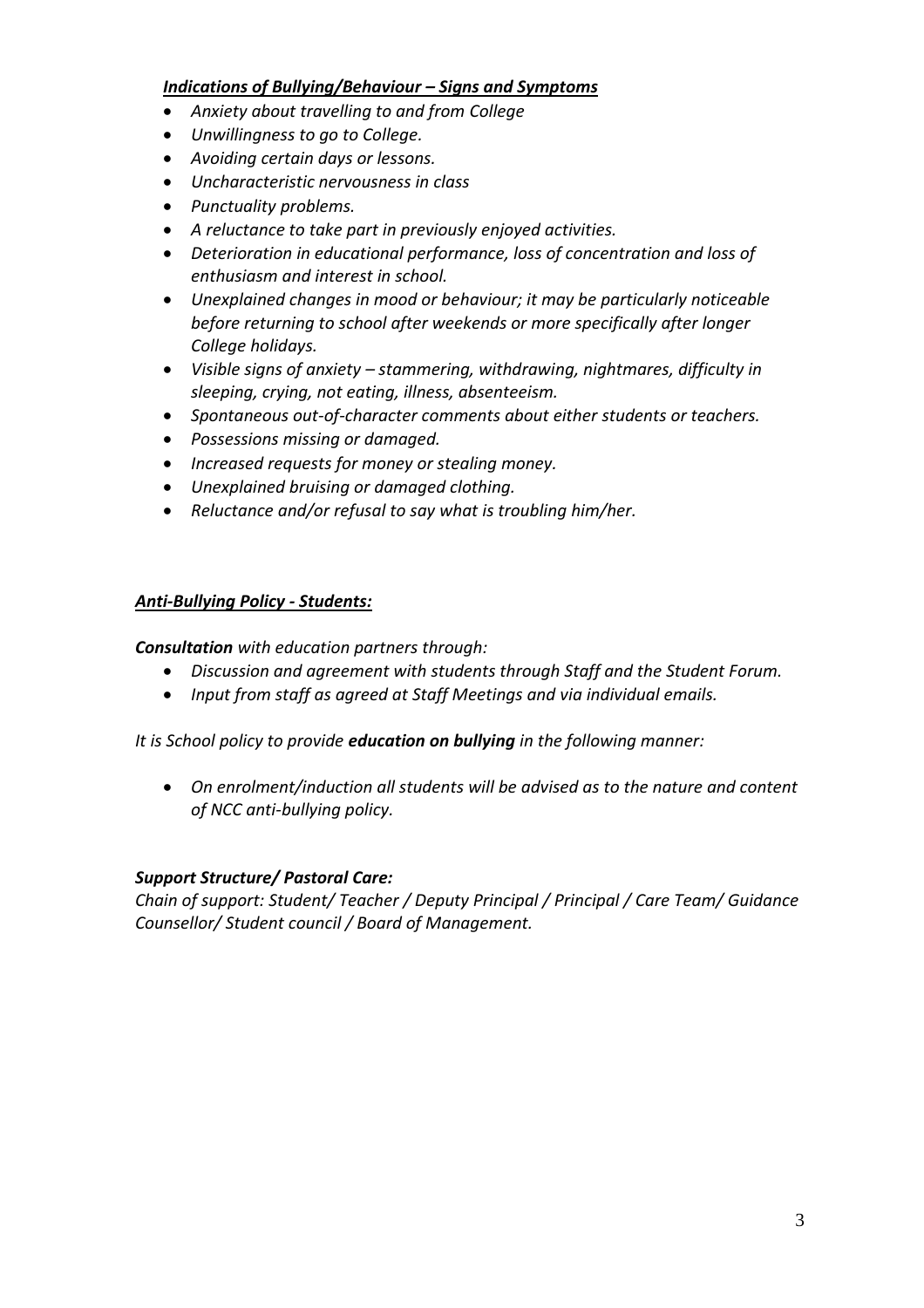***Indications of Bullying/Behaviour – Signs and Symptoms***

- *Anxiety about travelling to and from College*
- *Unwillingness to go to College.*
- *Avoiding certain days or lessons.*
- *Uncharacteristic nervousness in class*
- *Punctuality problems.*
- *A reluctance to take part in previously enjoyed activities.*
- *Deterioration in educational performance, loss of concentration and loss of enthusiasm and interest in school.*
- *Unexplained changes in mood or behaviour; it may be particularly noticeable before returning to school after weekends or more specifically after longer College holidays.*
- *Visible signs of anxiety – stammering, withdrawing, nightmares, difficulty in sleeping, crying, not eating, illness, absenteeism.*
- *Spontaneous out-of-character comments about either students or teachers.*
- *Possessions missing or damaged.*
- *Increased requests for money or stealing money.*
- *Unexplained bruising or damaged clothing.*
- *Reluctance and/or refusal to say what is troubling him/her.*

***Anti-Bullying Policy - Students:***

***Consultation*** *with education partners through:*

- *Discussion and agreement with students through Staff and the Student Forum.*
- *Input from staff as agreed at Staff Meetings and via individual emails.*

*It is School policy to provide* ***education on bullying*** *in the following manner:*

- *On enrolment/induction all students will be advised as to the nature and content of NCC anti-bullying policy.*

***Support Structure/ Pastoral Care:***

*Chain of support: Student/ Teacher / Deputy Principal / Principal / Care Team/ Guidance Counsellor/ Student council / Board of Management.*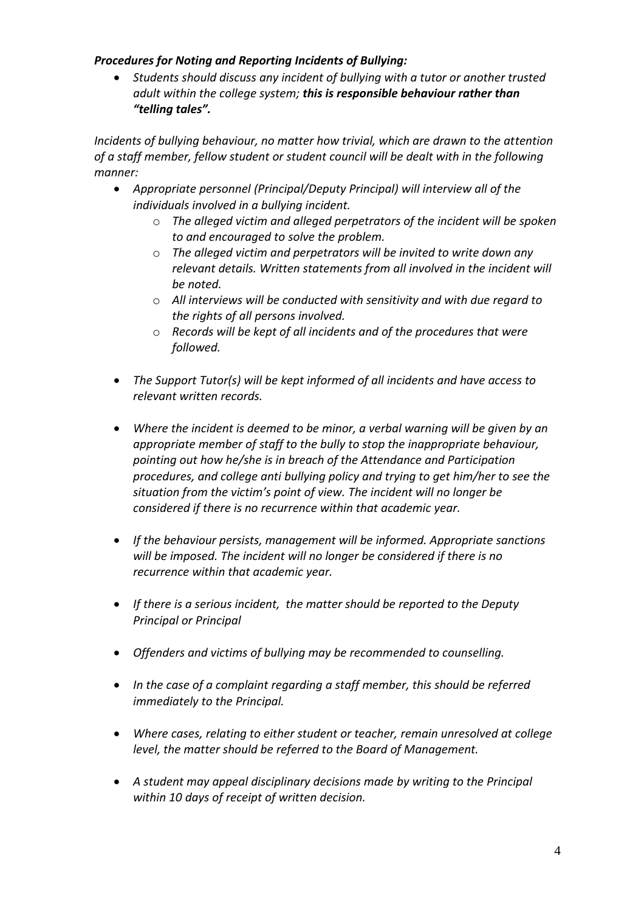***Procedures for Noting and Reporting Incidents of Bullying:***

- *Students should discuss any incident of bullying with a tutor or another trusted adult within the college system; **this is responsible behaviour rather than "telling tales".***

*Incidents of bullying behaviour, no matter how trivial, which are drawn to the attention of a staff member, fellow student or student council will be dealt with in the following manner:*

- *Appropriate personnel (Principal/Deputy Principal) will interview all of the individuals involved in a bullying incident.*
  - *The alleged victim and alleged perpetrators of the incident will be spoken to and encouraged to solve the problem.*
  - *The alleged victim and perpetrators will be invited to write down any relevant details. Written statements from all involved in the incident will be noted.*
  - *All interviews will be conducted with sensitivity and with due regard to the rights of all persons involved.*
  - *Records will be kept of all incidents and of the procedures that were followed.*

- *The Support Tutor(s) will be kept informed of all incidents and have access to relevant written records.*

- *Where the incident is deemed to be minor, a verbal warning will be given by an appropriate member of staff to the bully to stop the inappropriate behaviour, pointing out how he/she is in breach of the Attendance and Participation procedures, and college anti bullying policy and trying to get him/her to see the situation from the victim's point of view. The incident will no longer be considered if there is no recurrence within that academic year.*

- *If the behaviour persists, management will be informed. Appropriate sanctions will be imposed. The incident will no longer be considered if there is no recurrence within that academic year.*

- *If there is a serious incident, the matter should be reported to the Deputy Principal or Principal*

- *Offenders and victims of bullying may be recommended to counselling.*

- *In the case of a complaint regarding a staff member, this should be referred immediately to the Principal.*

- *Where cases, relating to either student or teacher, remain unresolved at college level, the matter should be referred to the Board of Management.*

- *A student may appeal disciplinary decisions made by writing to the Principal within 10 days of receipt of written decision.*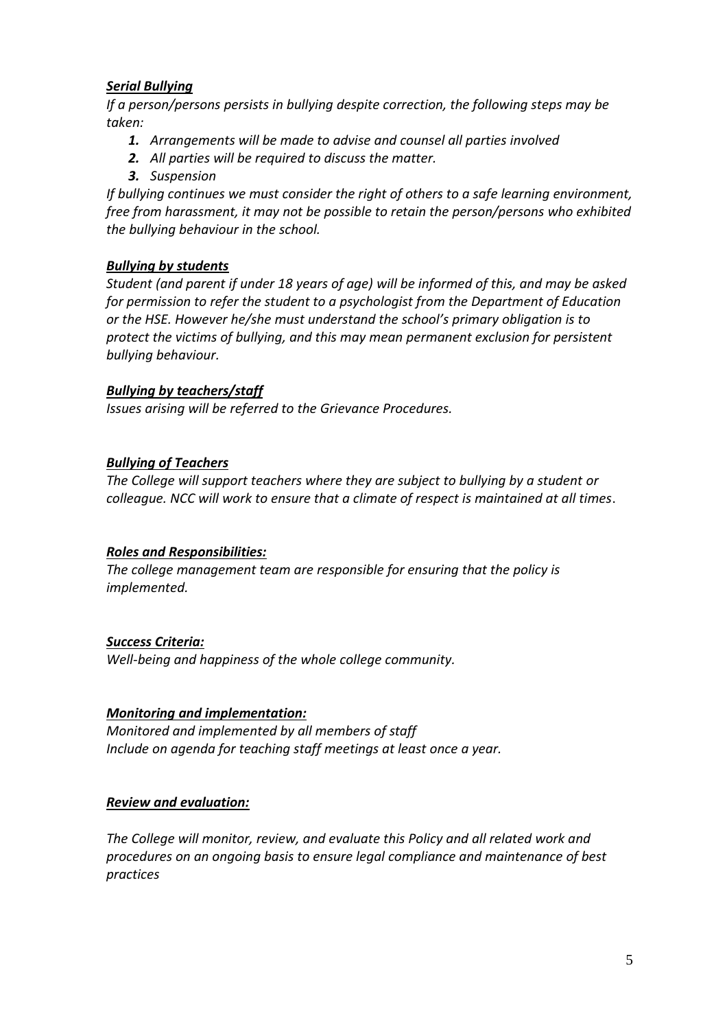### ***Serial Bullying***

*If a person/persons persists in bullying despite correction, the following steps may be taken:*

1. *Arrangements will be made to advise and counsel all parties involved*
2. *All parties will be required to discuss the matter.*
3. *Suspension*

*If bullying continues we must consider the right of others to a safe learning environment, free from harassment, it may not be possible to retain the person/persons who exhibited the bullying behaviour in the school.*

### ***Bullying by students***

*Student (and parent if under 18 years of age) will be informed of this, and may be asked for permission to refer the student to a psychologist from the Department of Education or the HSE. However he/she must understand the school's primary obligation is to protect the victims of bullying, and this may mean permanent exclusion for persistent bullying behaviour.*

### ***Bullying by teachers/staff***

*Issues arising will be referred to the Grievance Procedures.*

### ***Bullying of Teachers***

*The College will support teachers where they are subject to bullying by a student or colleague. NCC will work to ensure that a climate of respect is maintained at all times*.

### ***Roles and Responsibilities:***

*The college management team are responsible for ensuring that the policy is implemented.*

### ***Success Criteria:***

*Well-being and happiness of the whole college community.*

### ***Monitoring and implementation:***

*Monitored and implemented by all members of staff*
*Include on agenda for teaching staff meetings at least once a year.*

### ***Review and evaluation:***

*The College will monitor, review, and evaluate this Policy and all related work and procedures on an ongoing basis to ensure legal compliance and maintenance of best practices*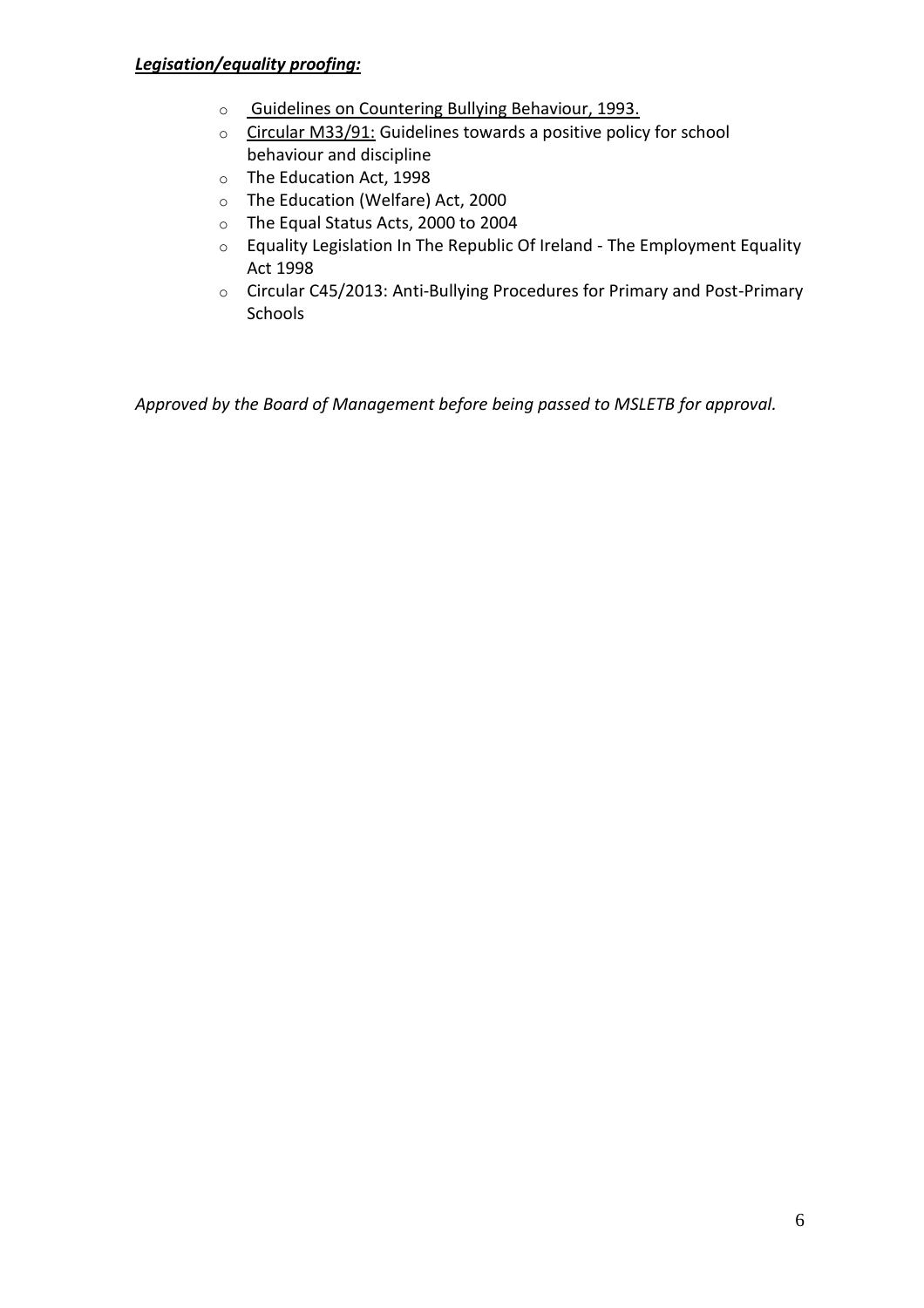***Legisation/equality proofing:***

- Guidelines on Countering Bullying Behaviour, 1993.
- Circular M33/91: Guidelines towards a positive policy for school behaviour and discipline
- The Education Act, 1998
- The Education (Welfare) Act, 2000
- The Equal Status Acts, 2000 to 2004
- Equality Legislation In The Republic Of Ireland - The Employment Equality Act 1998
- Circular C45/2013: Anti-Bullying Procedures for Primary and Post-Primary Schools

*Approved by the Board of Management before being passed to MSLETB for approval.*